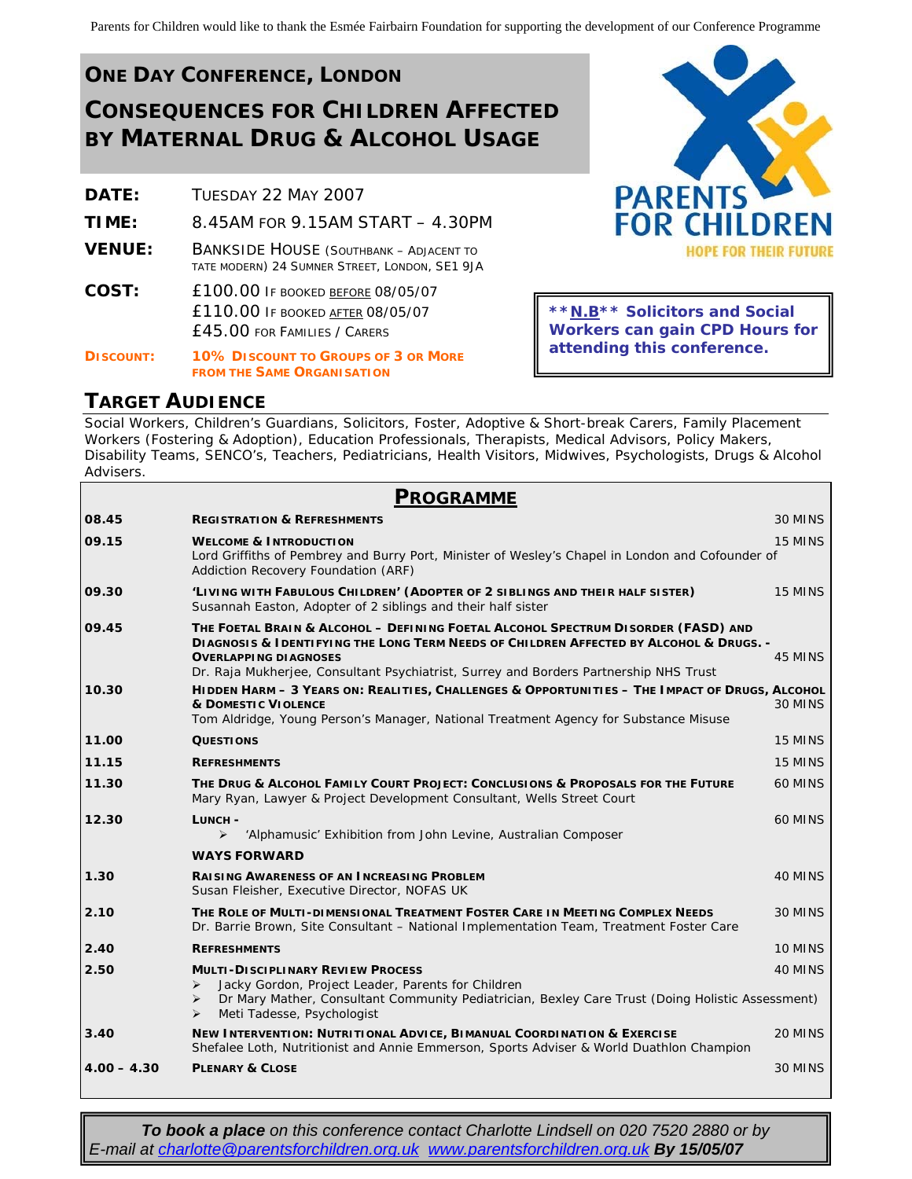Parents for Children would like to thank the Esmée Fairbairn Foundation for supporting the development of our Conference Programme

## ONE DAY CONFERENCE, LONDON

# CONSEQUENCES FOR CHILDREN AFFECTED BY MATERNAL DRUG & ALCOHOL USAGE

**DATE:** TUESDAY 22 MAY 2007

**TIME:** 8.45AM FOR 9.15AM START – 4.30PM

**VENUE:** BANKSIDE HOUSE (SOUTHBANK – ADJACENT TO TATE MODERN) 24 SUMNER STREET, LONDON, SE1 9JA

**COST:** £100.00 IF BOOKED BEFORE 08/05/07
£110.00 IF BOOKED AFTER 08/05/07
£45.00 FOR FAMILIES / CARERS

**DISCOUNT:** **10% DISCOUNT TO GROUPS OF 3 OR MORE FROM THE SAME ORGANISATION**

PARENTS FOR CHILDREN
HOPE FOR THEIR FUTURE

****N.B** Solicitors and Social Workers can gain CPD Hours for attending this conference.**

## TARGET AUDIENCE

Social Workers, Children's Guardians, Solicitors, Foster, Adoptive & Short-break Carers, Family Placement Workers (Fostering & Adoption), Education Professionals, Therapists, Medical Advisors, Policy Makers, Disability Teams, SENCO's, Teachers, Pediatricians, Health Visitors, Midwives, Psychologists, Drugs & Alcohol Advisers.

## PROGRAMME

| Time | Session | Duration |
|---|---|---|
| 08.45 | **REGISTRATION & REFRESHMENTS** | 30 MINS |
| 09.15 | **WELCOME & INTRODUCTION**<br>Lord Griffiths of Pembrey and Burry Port, Minister of Wesley's Chapel in London and Cofounder of Addiction Recovery Foundation (ARF) | 15 MINS |
| 09.30 | **'LIVING WITH FABULOUS CHILDREN' (ADOPTER OF 2 SIBLINGS AND THEIR HALF SISTER)**<br>Susannah Easton, Adopter of 2 siblings and their half sister | 15 MINS |
| 09.45 | **THE FOETAL BRAIN & ALCOHOL – DEFINING FOETAL ALCOHOL SPECTRUM DISORDER (FASD) AND DIAGNOSIS & IDENTIFYING THE LONG TERM NEEDS OF CHILDREN AFFECTED BY ALCOHOL & DRUGS. - OVERLAPPING DIAGNOSES**<br>Dr. Raja Mukherjee, Consultant Psychiatrist, Surrey and Borders Partnership NHS Trust | 45 MINS |
| 10.30 | **HIDDEN HARM – 3 YEARS ON: REALITIES, CHALLENGES & OPPORTUNITIES – THE IMPACT OF DRUGS, ALCOHOL & DOMESTIC VIOLENCE**<br>Tom Aldridge, Young Person's Manager, National Treatment Agency for Substance Misuse | 30 MINS |
| 11.00 | **QUESTIONS** | 15 MINS |
| 11.15 | **REFRESHMENTS** | 15 MINS |
| 11.30 | **THE DRUG & ALCOHOL FAMILY COURT PROJECT: CONCLUSIONS & PROPOSALS FOR THE FUTURE**<br>Mary Ryan, Lawyer & Project Development Consultant, Wells Street Court | 60 MINS |
| 12.30 | **LUNCH -**<br>➢ 'Alphamusic' Exhibition from John Levine, Australian Composer | 60 MINS |
| | **WAYS FORWARD** | |
| 1.30 | **RAISING AWARENESS OF AN INCREASING PROBLEM**<br>Susan Fleisher, Executive Director, NOFAS UK | 40 MINS |
| 2.10 | **THE ROLE OF MULTI-DIMENSIONAL TREATMENT FOSTER CARE IN MEETING COMPLEX NEEDS**<br>Dr. Barrie Brown, Site Consultant – National Implementation Team, Treatment Foster Care | 30 MINS |
| 2.40 | **REFRESHMENTS** | 10 MINS |
| 2.50 | **MULTI-DISCIPLINARY REVIEW PROCESS**<br>➢ Jacky Gordon, Project Leader, Parents for Children<br>➢ Dr Mary Mather, Consultant Community Pediatrician, Bexley Care Trust (Doing Holistic Assessment)<br>➢ Meti Tadesse, Psychologist | 40 MINS |
| 3.40 | **NEW INTERVENTION: NUTRITIONAL ADVICE, BIMANUAL COORDINATION & EXERCISE**<br>Shefalee Loth, Nutritionist and Annie Emmerson, Sports Adviser & World Duathlon Champion | 20 MINS |
| 4.00 – 4.30 | **PLENARY & CLOSE** | 30 MINS |

***To book a place** on this conference contact Charlotte Lindsell on 020 7520 2880 or by E-mail at charlotte@parentsforchildren.org.uk www.parentsforchildren.org.uk **By 15/05/07***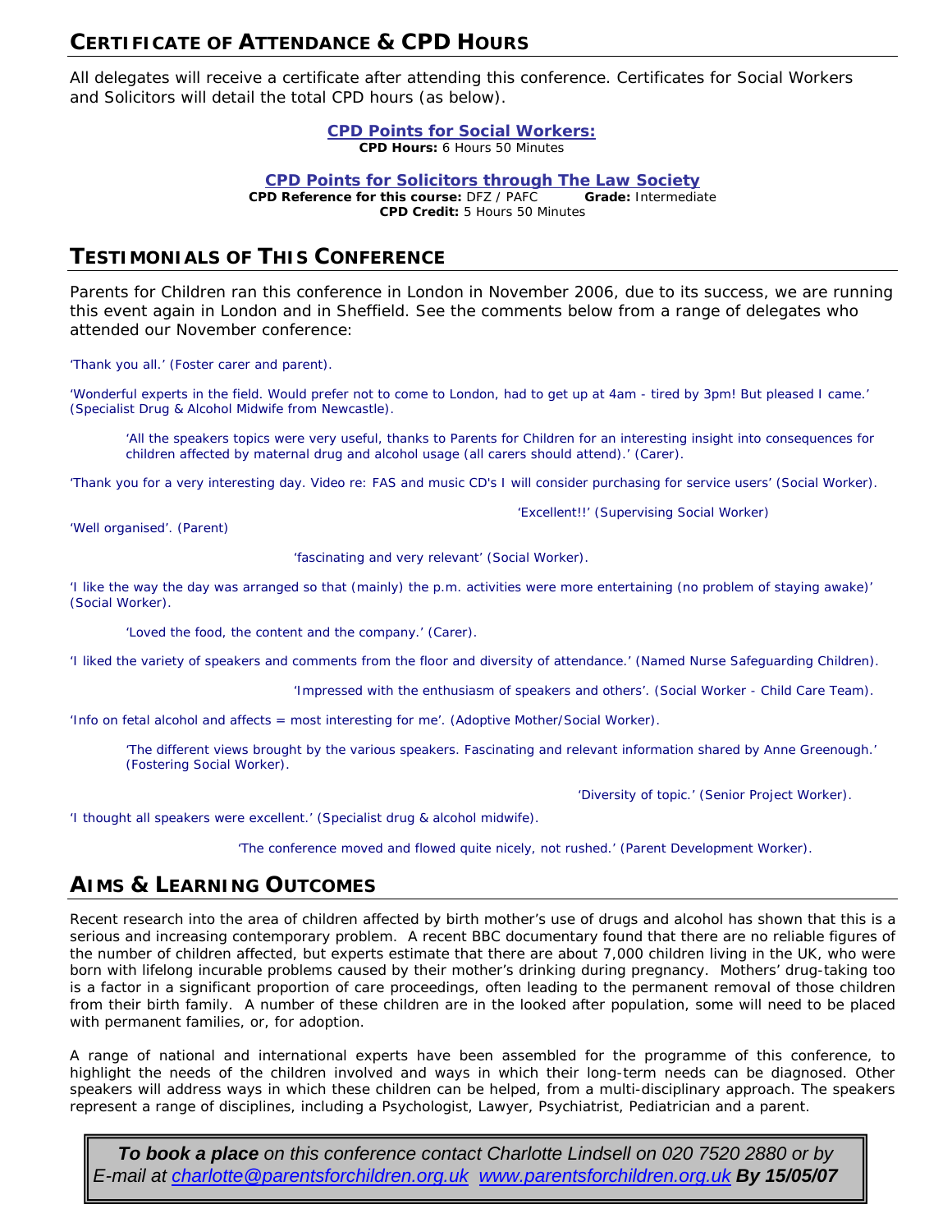## Certificate of Attendance & CPD Hours

All delegates will receive a certificate after attending this conference. Certificates for Social Workers and Solicitors will detail the total CPD hours (as below).

**CPD Points for Social Workers:**
**CPD Hours:** 6 Hours 50 Minutes

**CPD Points for Solicitors through The Law Society**
**CPD Reference for this course:** DFZ / PAFC **Grade:** Intermediate
**CPD Credit:** 5 Hours 50 Minutes

## Testimonials of This Conference

Parents for Children ran this conference in London in November 2006, due to its success, we are running this event again in London and in Sheffield. See the comments below from a range of delegates who attended our November conference:

*'Thank you all.' (Foster carer and parent).*

*'Wonderful experts in the field. Would prefer not to come to London, had to get up at 4am - tired by 3pm! But pleased I came.' (Specialist Drug & Alcohol Midwife from Newcastle).*

*'All the speakers topics were very useful, thanks to Parents for Children for an interesting insight into consequences for children affected by maternal drug and alcohol usage (all carers should attend).' (Carer).*

*'Thank you for a very interesting day. Video re: FAS and music CD's I will consider purchasing for service users' (Social Worker).*

*'Excellent!!' (Supervising Social Worker)*

*'Well organised'. (Parent)*

*'fascinating and very relevant' (Social Worker).*

*'I like the way the day was arranged so that (mainly) the p.m. activities were more entertaining (no problem of staying awake)' (Social Worker).*

*'Loved the food, the content and the company.' (Carer).*

*'I liked the variety of speakers and comments from the floor and diversity of attendance.' (Named Nurse Safeguarding Children).*

*'Impressed with the enthusiasm of speakers and others'. (Social Worker - Child Care Team).*

*'Info on fetal alcohol and affects = most interesting for me'. (Adoptive Mother/Social Worker).*

*'The different views brought by the various speakers. Fascinating and relevant information shared by Anne Greenough.' (Fostering Social Worker).*

*'Diversity of topic.' (Senior Project Worker).*

*'I thought all speakers were excellent.' (Specialist drug & alcohol midwife).*

*'The conference moved and flowed quite nicely, not rushed.' (Parent Development Worker).*

## Aims & Learning Outcomes

Recent research into the area of children affected by birth mother's use of drugs and alcohol has shown that this is a serious and increasing contemporary problem. A recent BBC documentary found that there are no reliable figures of the number of children affected, but experts estimate that there are about 7,000 children living in the UK, who were born with lifelong incurable problems caused by their mother's drinking during pregnancy. Mothers' drug-taking too is a factor in a significant proportion of care proceedings, often leading to the permanent removal of those children from their birth family. A number of these children are in the looked after population, some will need to be placed with permanent families, or, for adoption.

A range of national and international experts have been assembled for the programme of this conference, to highlight the needs of the children involved and ways in which their long-term needs can be diagnosed. Other speakers will address ways in which these children can be helped, from a multi-disciplinary approach. The speakers represent a range of disciplines, including a Psychologist, Lawyer, Psychiatrist, Pediatrician and a parent.

***To book a place*** *on this conference contact Charlotte Lindsell on 020 7520 2880 or by E-mail at charlotte@parentsforchildren.org.uk www.parentsforchildren.org.uk* ***By 15/05/07***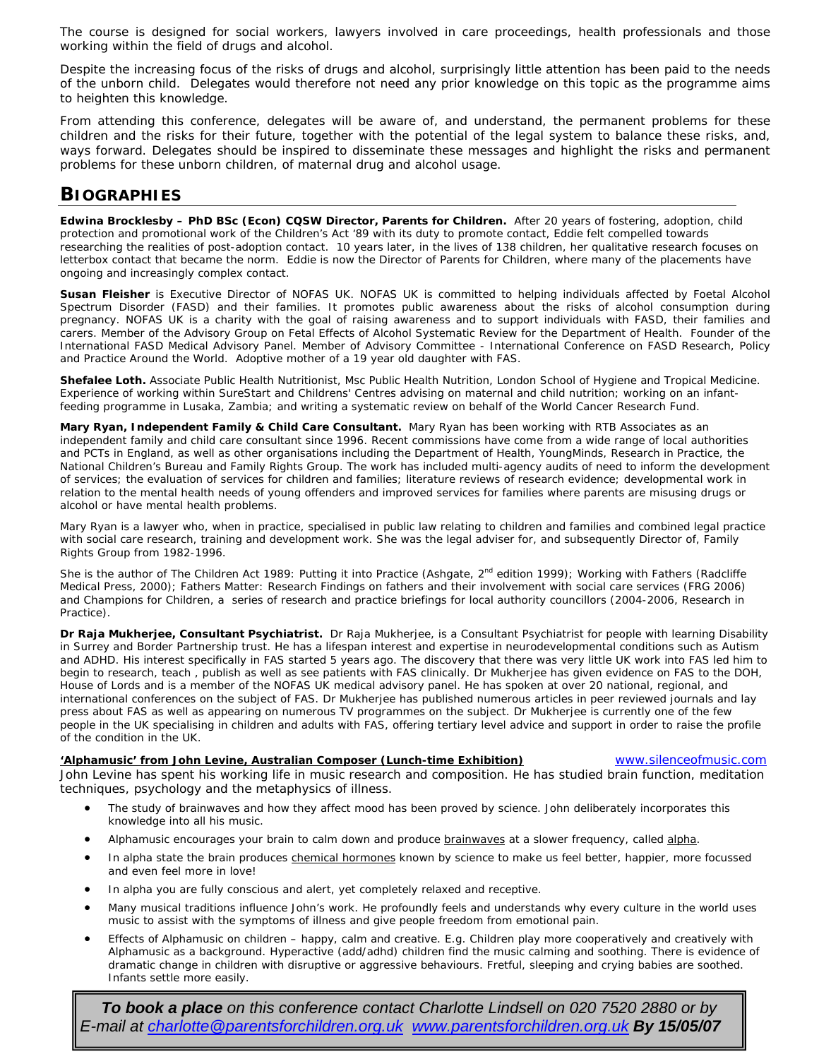The course is designed for social workers, lawyers involved in care proceedings, health professionals and those working within the field of drugs and alcohol.

Despite the increasing focus of the risks of drugs and alcohol, surprisingly little attention has been paid to the needs of the unborn child. Delegates would therefore not need any prior knowledge on this topic as the programme aims to heighten this knowledge.

From attending this conference, delegates will be aware of, and understand, the permanent problems for these children and the risks for their future, together with the potential of the legal system to balance these risks, and, ways forward. Delegates should be inspired to disseminate these messages and highlight the risks and permanent problems for these unborn children, of maternal drug and alcohol usage.

## BIOGRAPHIES

**Edwina Brocklesby – PhD BSc (Econ) CQSW Director, Parents for Children.** After 20 years of fostering, adoption, child protection and promotional work of the Children's Act '89 with its duty to promote contact, Eddie felt compelled towards researching the realities of post-adoption contact. 10 years later, in the lives of 138 children, her qualitative research focuses on letterbox contact that became the norm. Eddie is now the Director of Parents for Children, where many of the placements have ongoing and increasingly complex contact.

**Susan Fleisher** is Executive Director of NOFAS UK. NOFAS UK is committed to helping individuals affected by Foetal Alcohol Spectrum Disorder (FASD) and their families. It promotes public awareness about the risks of alcohol consumption during pregnancy. NOFAS UK is a charity with the goal of raising awareness and to support individuals with FASD, their families and carers. Member of the Advisory Group on Fetal Effects of Alcohol Systematic Review for the Department of Health. Founder of the International FASD Medical Advisory Panel. Member of Advisory Committee - International Conference on FASD Research, Policy and Practice Around the World. Adoptive mother of a 19 year old daughter with FAS.

**Shefalee Loth.** Associate Public Health Nutritionist, Msc Public Health Nutrition, London School of Hygiene and Tropical Medicine. Experience of working within SureStart and Childrens' Centres advising on maternal and child nutrition; working on an infant-feeding programme in Lusaka, Zambia; and writing a systematic review on behalf of the World Cancer Research Fund.

**Mary Ryan, Independent Family & Child Care Consultant.** Mary Ryan has been working with RTB Associates as an independent family and child care consultant since 1996. Recent commissions have come from a wide range of local authorities and PCTs in England, as well as other organisations including the Department of Health, YoungMinds, Research in Practice, the National Children's Bureau and Family Rights Group. The work has included multi-agency audits of need to inform the development of services; the evaluation of services for children and families; literature reviews of research evidence; developmental work in relation to the mental health needs of young offenders and improved services for families where parents are misusing drugs or alcohol or have mental health problems.

Mary Ryan is a lawyer who, when in practice, specialised in public law relating to children and families and combined legal practice with social care research, training and development work. She was the legal adviser for, and subsequently Director of, Family Rights Group from 1982-1996.

She is the author of The Children Act 1989: Putting it into Practice (Ashgate, 2nd edition 1999); Working with Fathers (Radcliffe Medical Press, 2000); Fathers Matter: Research Findings on fathers and their involvement with social care services (FRG 2006) and Champions for Children, a series of research and practice briefings for local authority councillors (2004-2006, Research in Practice).

**Dr Raja Mukherjee, Consultant Psychiatrist.** Dr Raja Mukherjee, is a Consultant Psychiatrist for people with learning Disability in Surrey and Border Partnership trust. He has a lifespan interest and expertise in neurodevelopmental conditions such as Autism and ADHD. His interest specifically in FAS started 5 years ago. The discovery that there was very little UK work into FAS led him to begin to research, teach , publish as well as see patients with FAS clinically. Dr Mukherjee has given evidence on FAS to the DOH, House of Lords and is a member of the NOFAS UK medical advisory panel. He has spoken at over 20 national, regional, and international conferences on the subject of FAS. Dr Mukherjee has published numerous articles in peer reviewed journals and lay press about FAS as well as appearing on numerous TV programmes on the subject. Dr Mukherjee is currently one of the few people in the UK specialising in children and adults with FAS, offering tertiary level advice and support in order to raise the profile of the condition in the UK.

**'Alphamusic' from John Levine, Australian Composer (Lunch-time Exhibition)** www.silenceofmusic.com

John Levine has spent his working life in music research and composition. He has studied brain function, meditation techniques, psychology and the metaphysics of illness.

- The study of brainwaves and how they affect mood has been proved by science. John deliberately incorporates this knowledge into all his music.
- Alphamusic encourages your brain to calm down and produce brainwaves at a slower frequency, called alpha.
- In alpha state the brain produces chemical hormones known by science to make us feel better, happier, more focussed and even feel more in love!
- In alpha you are fully conscious and alert, yet completely relaxed and receptive.
- Many musical traditions influence John's work. He profoundly feels and understands why every culture in the world uses music to assist with the symptoms of illness and give people freedom from emotional pain.
- Effects of Alphamusic on children – happy, calm and creative. E.g. Children play more cooperatively and creatively with Alphamusic as a background. Hyperactive (add/adhd) children find the music calming and soothing. There is evidence of dramatic change in children with disruptive or aggressive behaviours. Fretful, sleeping and crying babies are soothed. Infants settle more easily.

***To book a place*** *on this conference contact Charlotte Lindsell on 020 7520 2880 or by E-mail at charlotte@parentsforchildren.org.uk www.parentsforchildren.org.uk* ***By 15/05/07***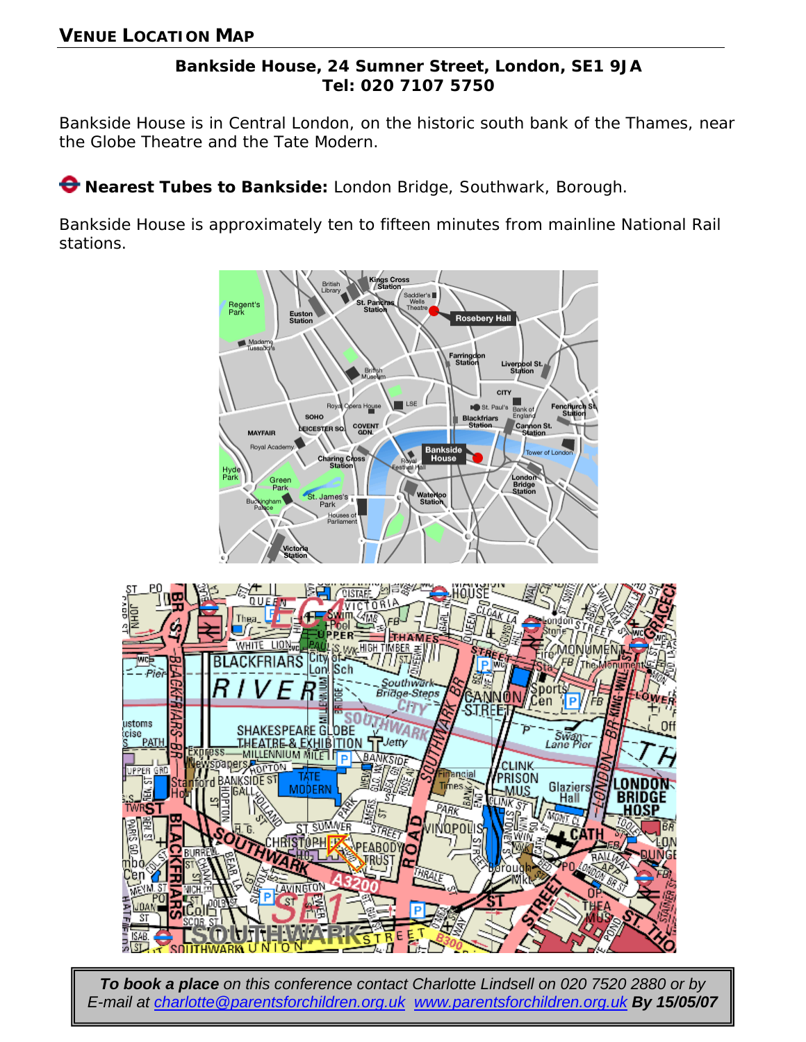## VENUE LOCATION MAP

**Bankside House, 24 Sumner Street, London, SE1 9JA**
**Tel: 020 7107 5750**

Bankside House is in Central London, on the historic south bank of the Thames, near the Globe Theatre and the Tate Modern.

**Nearest Tubes to Bankside:** London Bridge, Southwark, Borough.

Bankside House is approximately ten to fifteen minutes from mainline National Rail stations.

***To book a place*** *on this conference contact Charlotte Lindsell on 020 7520 2880 or by E-mail at* *charlotte@parentsforchildren.org.uk* *www.parentsforchildren.org.uk* ***By 15/05/07***